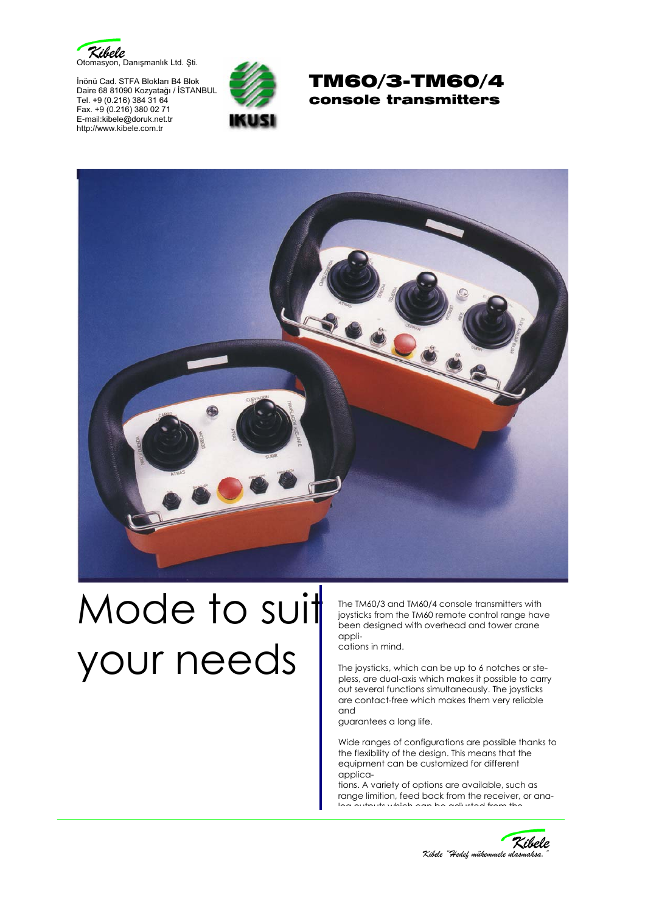Kibele
Otomasyon, Danışmanlık Ltd. Şti.

İnönü Cad. STFA Blokları B4 Blok
Daire 68 81090 Kozyatağı / İSTANBUL
Tel. +9 (0.216) 384 31 64
Fax. +9 (0.216) 380 02 71
E-mail:kibele@doruk.net.tr
http://www.kibele.com.tr

IKUSI

# TM60/3-TM60/4
## console transmitters

# Mode to suit your needs

The TM60/3 and TM60/4 console transmitters with joysticks from the TM60 remote control range have been designed with overhead and tower crane appli-
cations in mind.

The joysticks, which can be up to 6 notches or ste-
pless, are dual-axis which makes it possible to carry out several functions simultaneously. The joysticks are contact-free which makes them very reliable and
guarantees a long life.

Wide ranges of configurations are possible thanks to the flexibility of the design. This means that the equipment can be customized for different applica-
tions. A variety of options are available, such as range limition, feed back from the receiver, or ana-
log outputs which can be adjusted from the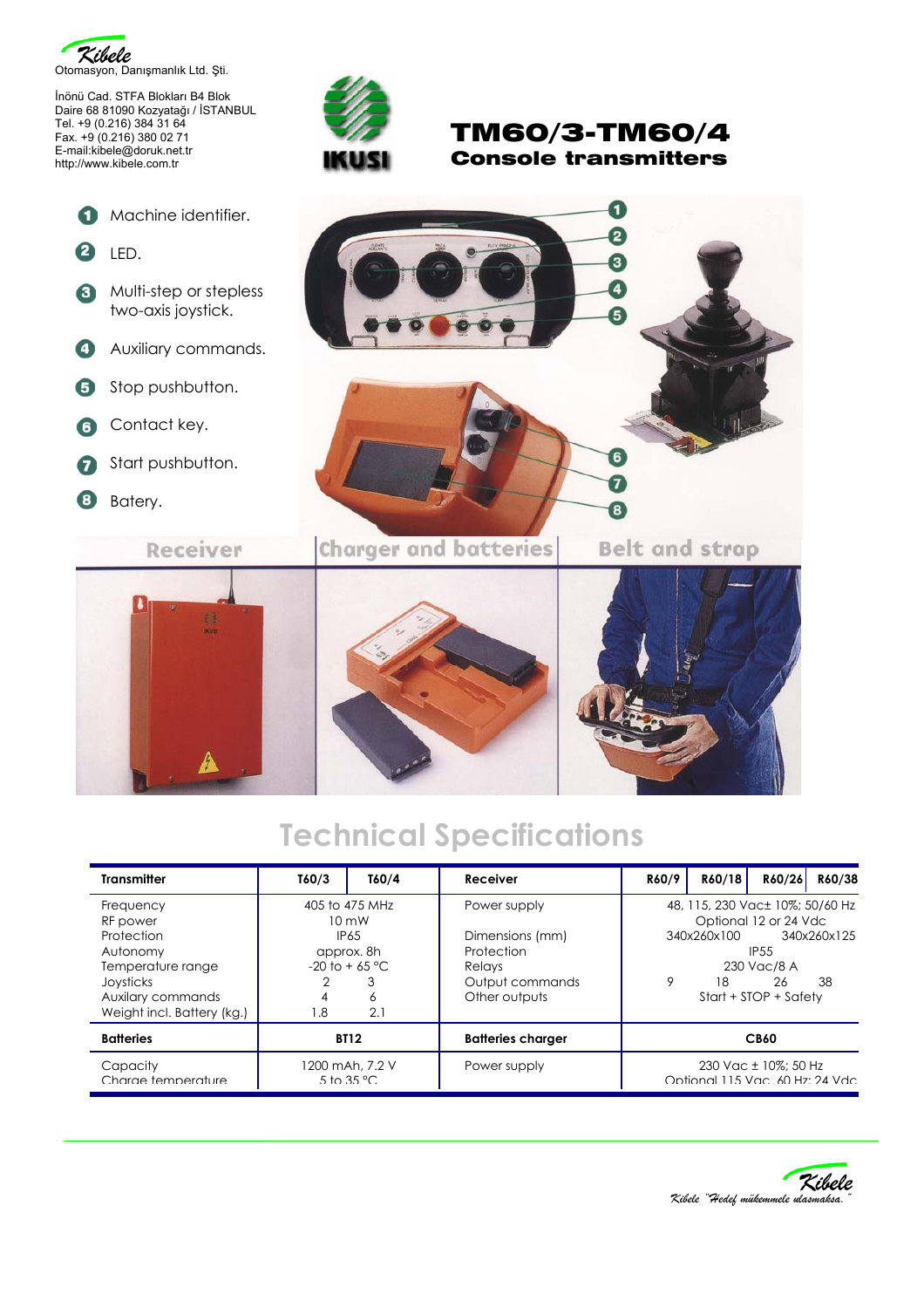Kibele
Otomasyon, Danışmanlık Ltd. Şti.

İnönü Cad. STFA Blokları B4 Blok
Daire 68 81090 Kozyatağı / İSTANBUL
Tel. +9 (0.216) 384 31 64
Fax. +9 (0.216) 380 02 71
E-mail:kibele@doruk.net.tr
http://www.kibele.com.tr

IKUSI

# TM60/3-TM60/4
## Console transmitters

1. Machine identifier.
2. LED.
3. Multi-step or stepless two-axis joystick.
4. Auxiliary commands.
5. Stop pushbutton.
6. Contact key.
7. Start pushbutton.
8. Batery.

Receiver

Charger and batteries

Belt and strap

# Technical Specifications

| Transmitter | T60/3 | T60/4 | Receiver | R60/9 | R60/18 | R60/26 | R60/38 |
|---|---|---|---|---|---|---|---|
| Frequency | 405 to 475 MHz | | Power supply | 48, 115, 230 Vac± 10%; 50/60 Hz | | | |
| RF power | 10 mW | | | Optional 12 or 24 Vdc | | | |
| Protection | IP65 | | Dimensions (mm) | 340x260x100 | | 340x260x125 | |
| Autonomy | approx. 8h | | Protection | IP55 | | | |
| Temperature range | -20 to + 65 °C | | Relays | 230 Vac/8 A | | | |
| Joysticks | 2 | 3 | Output commands | 9 | 18 | 26 | 38 |
| Auxilary commands | 4 | 6 | Other outputs | Start + STOP + Safety | | | |
| Weight incl. Battery (kg.) | 1.8 | 2.1 | | | | | |
| **Batteries** | **BT12** | | **Batteries charger** | **CB60** | | | |
| Capacity | 1200 mAh, 7.2 V | | Power supply | 230 Vac ± 10%; 50 Hz | | | |
| Charge temperature | 5 to 35 °C | | | Optional 115 Vac, 60 Hz; 24 Vdc | | | |

Kibele "Hedef mükemmele ulaşmaksa."